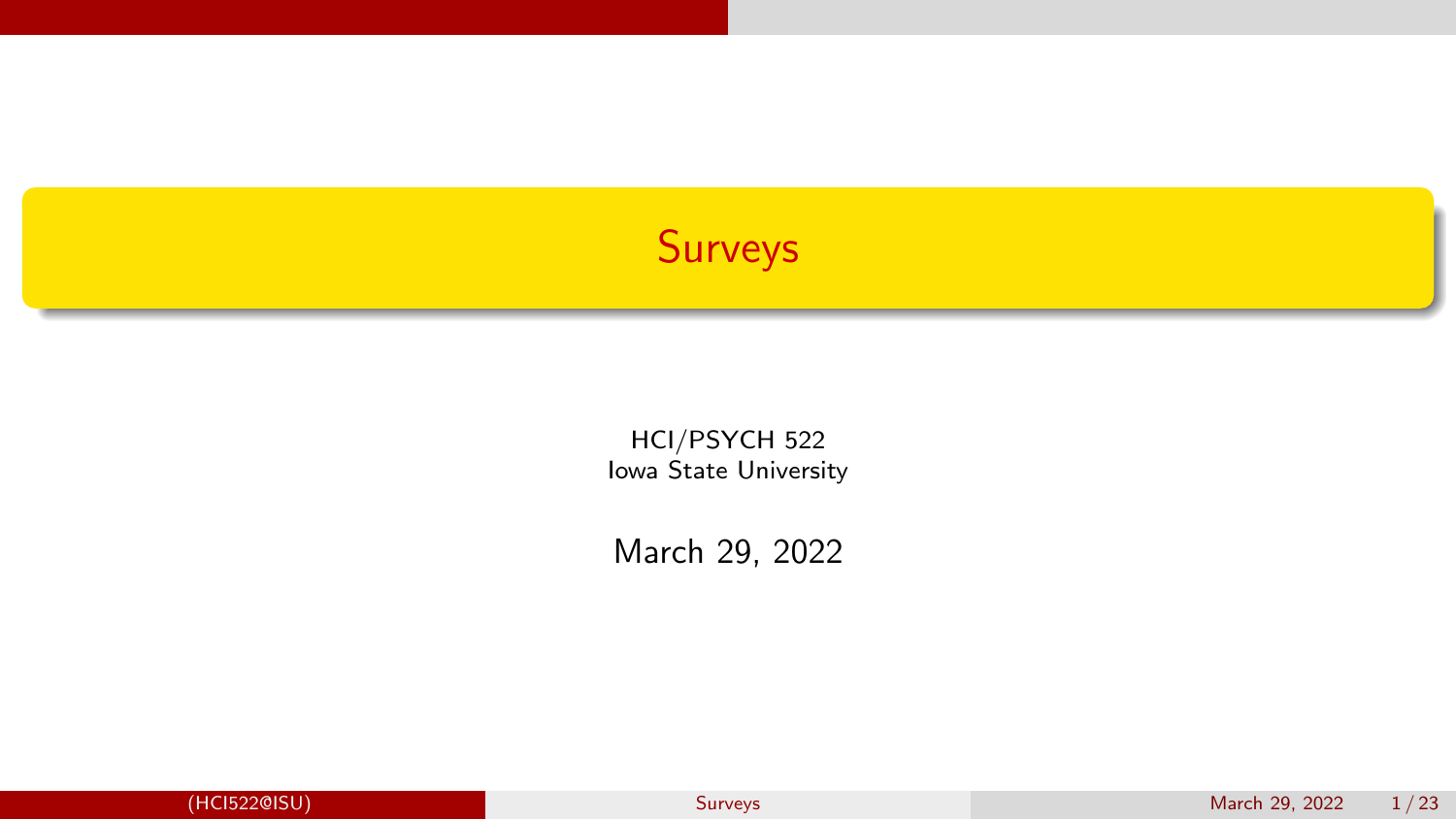# Surveys

HCI/PSYCH 522
Iowa State University

March 29, 2022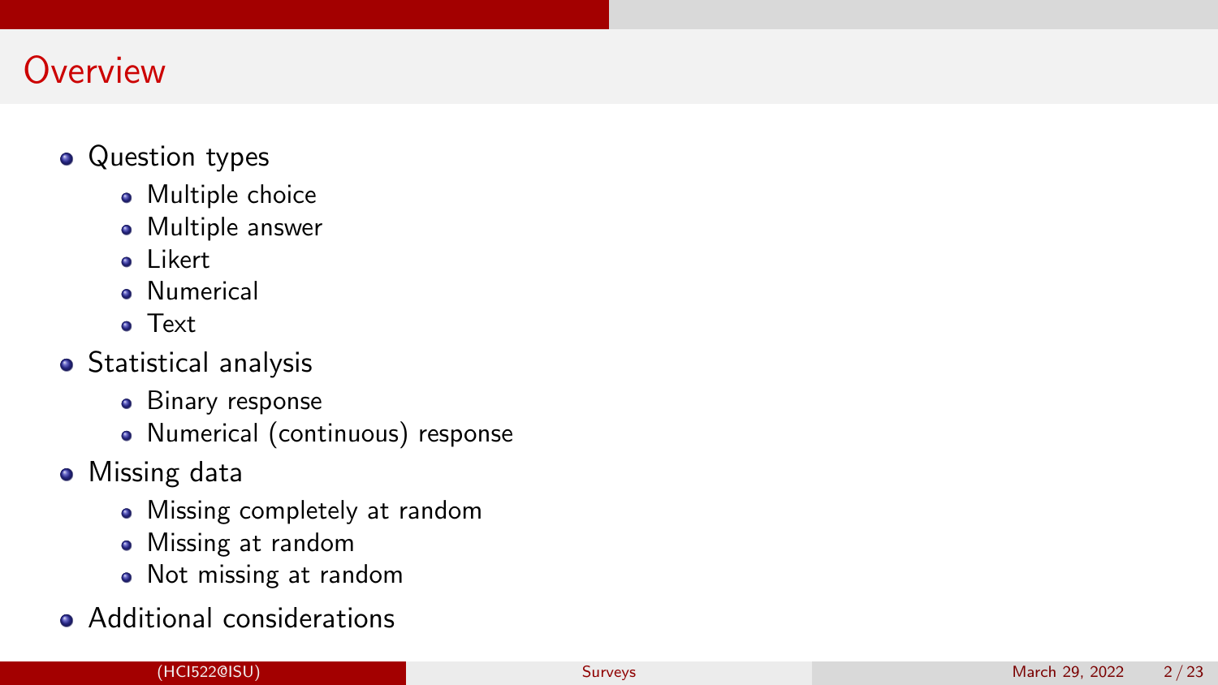# Overview

- Question types
  - Multiple choice
  - Multiple answer
  - Likert
  - Numerical
  - Text
- Statistical analysis
  - Binary response
  - Numerical (continuous) response
- Missing data
  - Missing completely at random
  - Missing at random
  - Not missing at random
- Additional considerations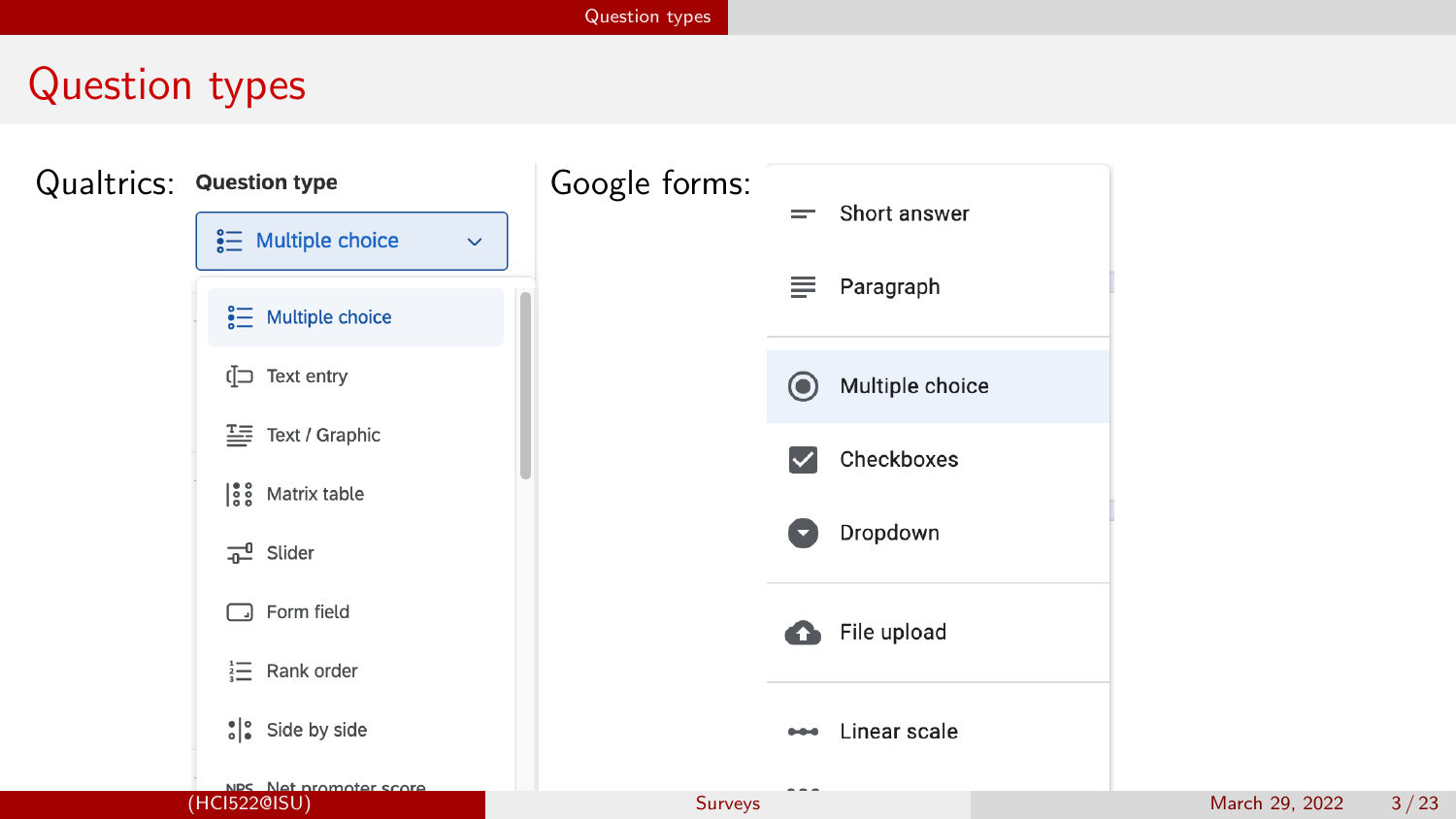# Question types

Qualtrics:

**Question type**

Multiple choice

- Multiple choice
- Text entry
- Text / Graphic
- Matrix table
- Slider
- Form field
- Rank order
- Side by side
- Net promoter score

Google forms:

- Short answer
- Paragraph
- Multiple choice
- Checkboxes
- Dropdown
- File upload
- Linear scale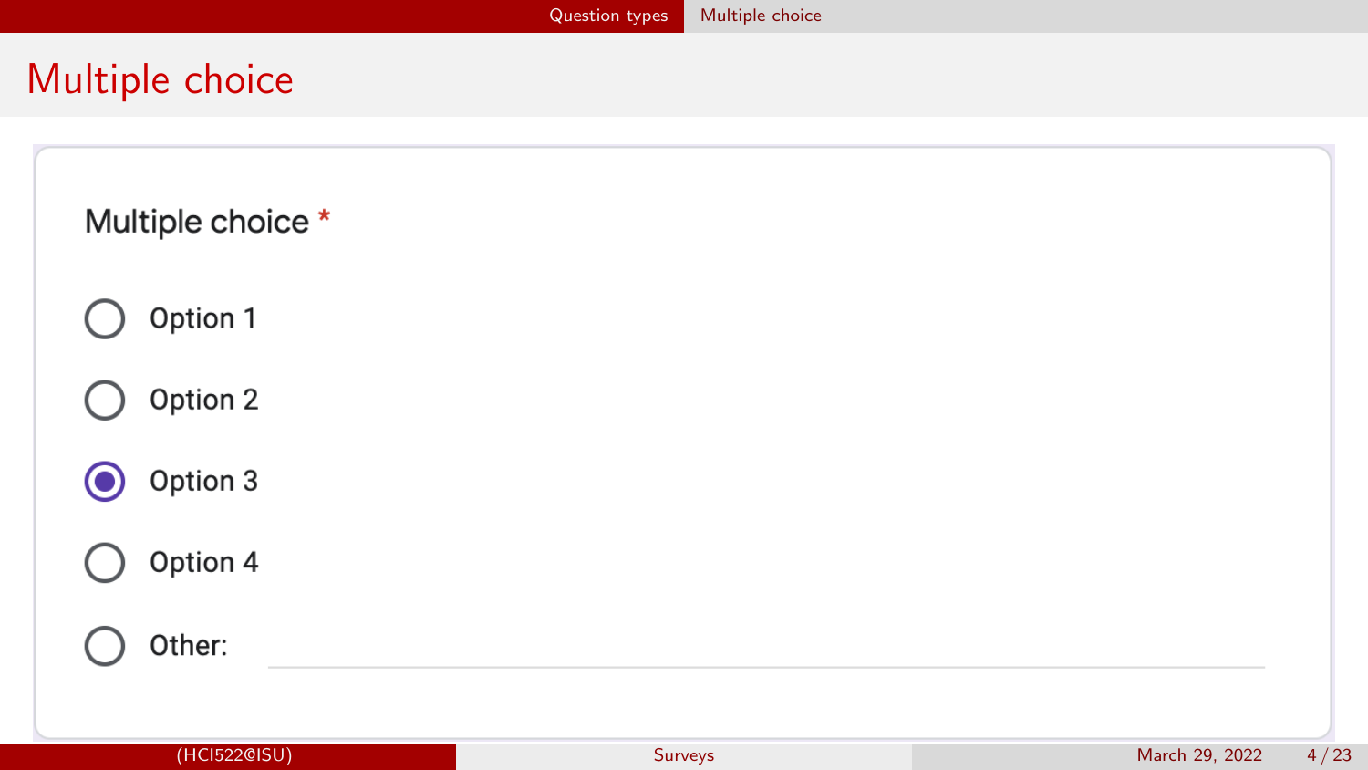# Multiple choice

Multiple choice *

- ○ Option 1
- ○ Option 2
- ◉ Option 3
- ○ Option 4
- ○ Other: ______________________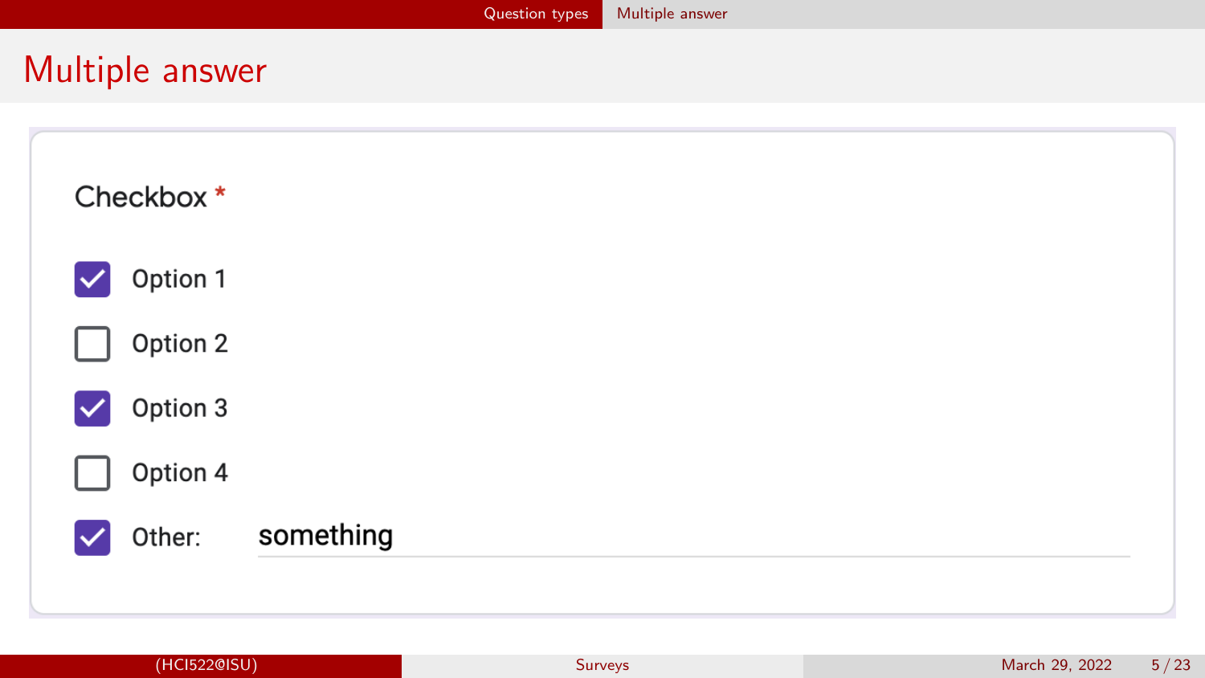# Multiple answer

Checkbox *

- [x] Option 1
- [ ] Option 2
- [x] Option 3
- [ ] Option 4
- [x] Other: something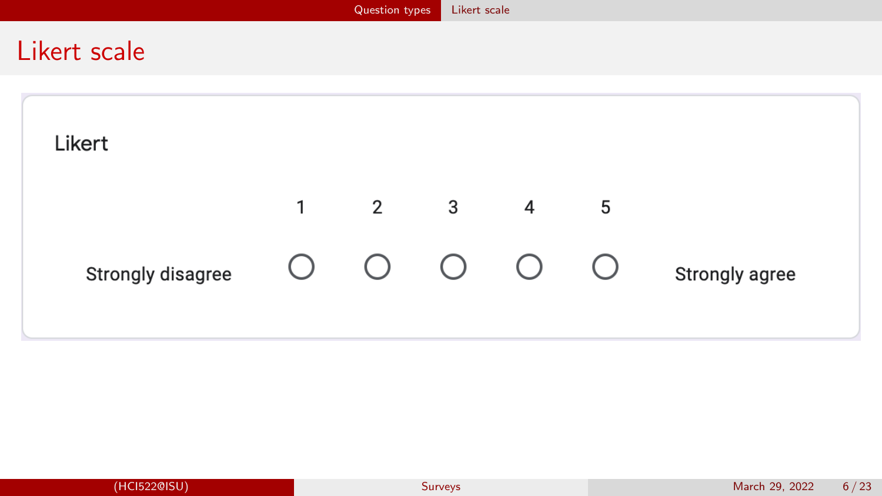# Likert scale

## Likert

| | 1 | 2 | 3 | 4 | 5 | |
|---|---|---|---|---|---|---|
| Strongly disagree | ○ | ○ | ○ | ○ | ○ | Strongly agree |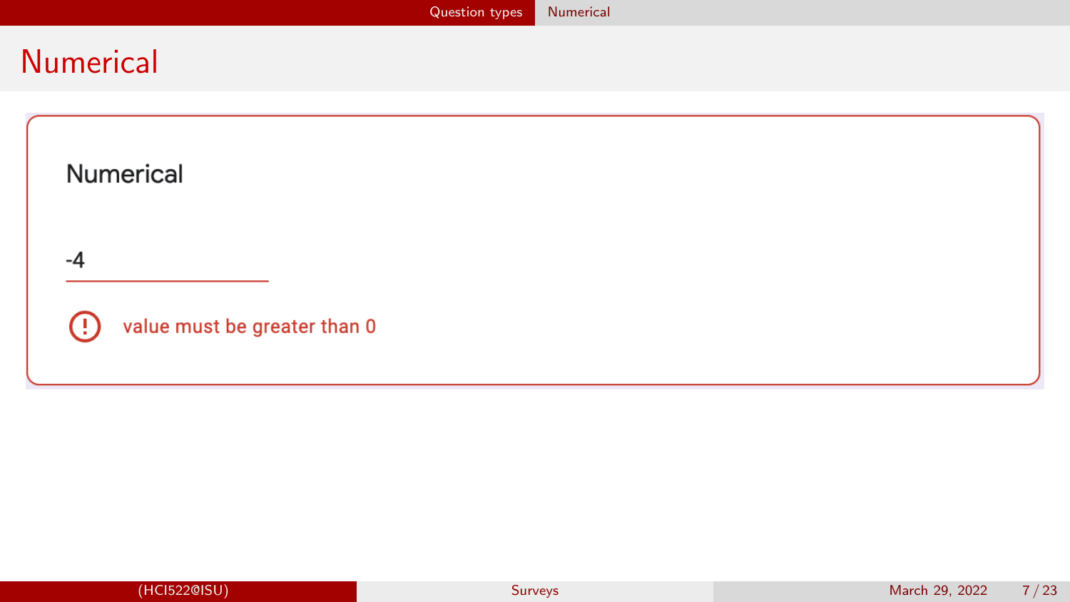# Numerical

Numerical

-4

value must be greater than 0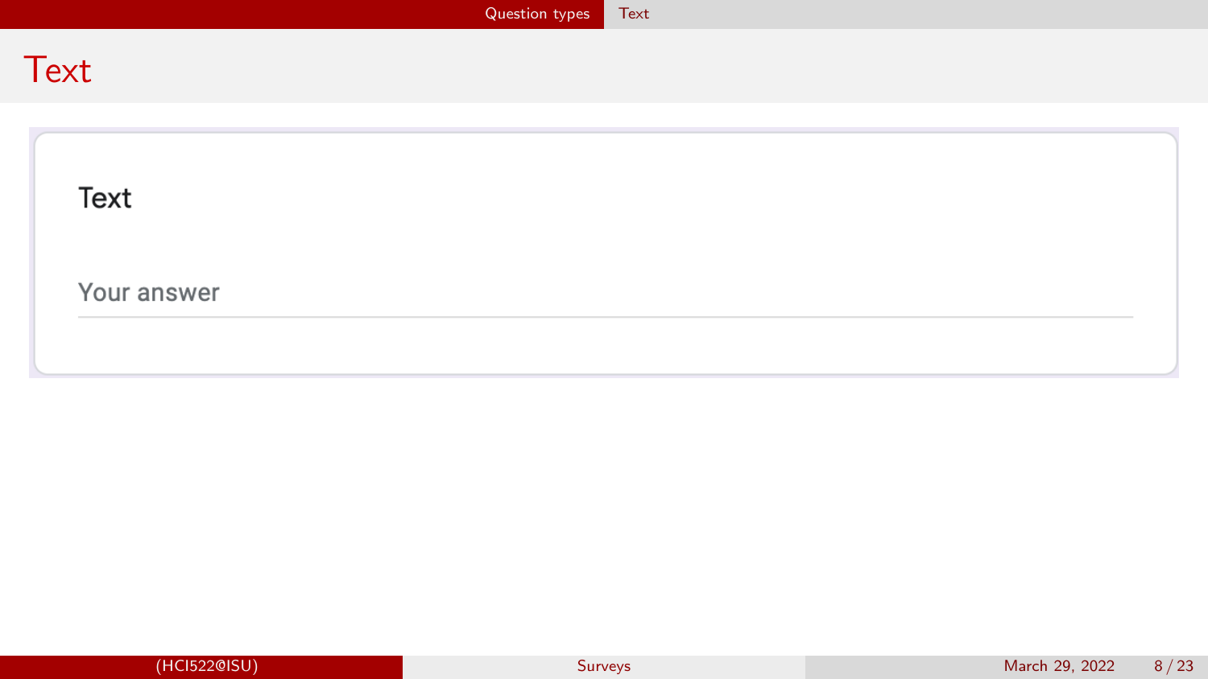# Text

**Text**

Your answer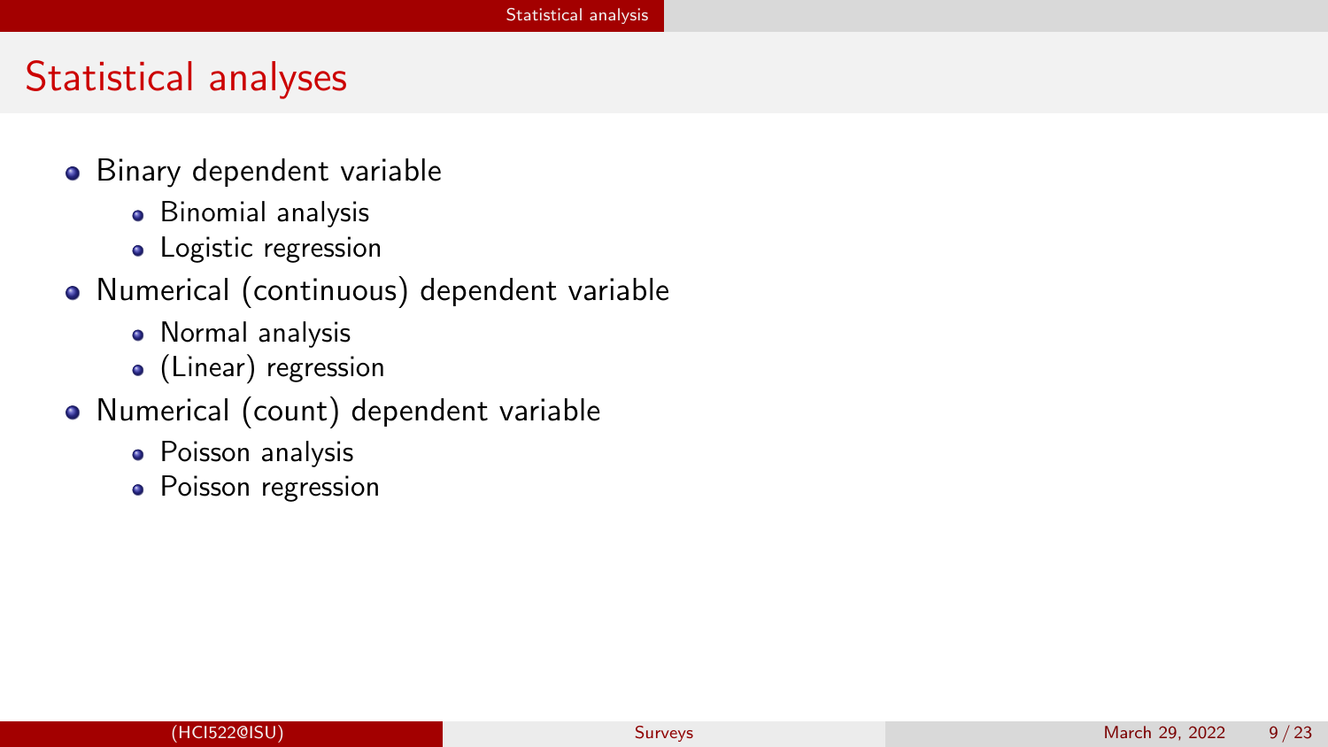# Statistical analyses

- Binary dependent variable
  - Binomial analysis
  - Logistic regression
- Numerical (continuous) dependent variable
  - Normal analysis
  - (Linear) regression
- Numerical (count) dependent variable
  - Poisson analysis
  - Poisson regression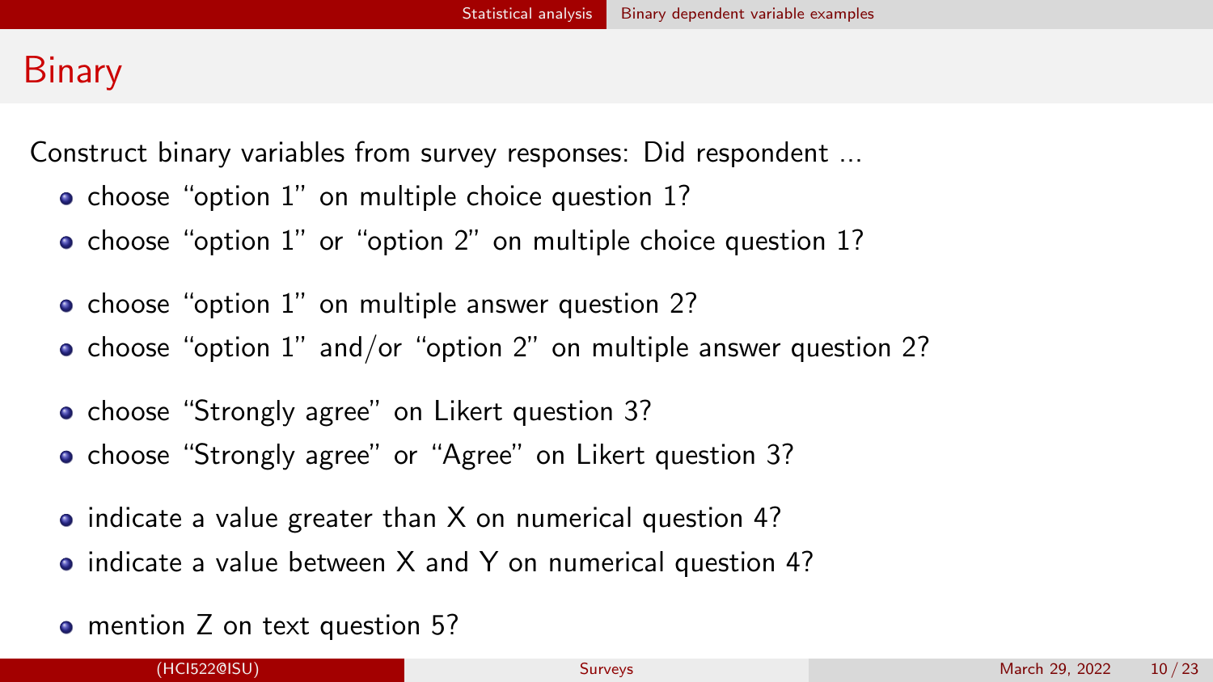# Binary

Construct binary variables from survey responses: Did respondent ...

- choose "option 1" on multiple choice question 1?
- choose "option 1" or "option 2" on multiple choice question 1?

- choose "option 1" on multiple answer question 2?
- choose "option 1" and/or "option 2" on multiple answer question 2?

- choose "Strongly agree" on Likert question 3?
- choose "Strongly agree" or "Agree" on Likert question 3?

- indicate a value greater than X on numerical question 4?
- indicate a value between X and Y on numerical question 4?

- mention Z on text question 5?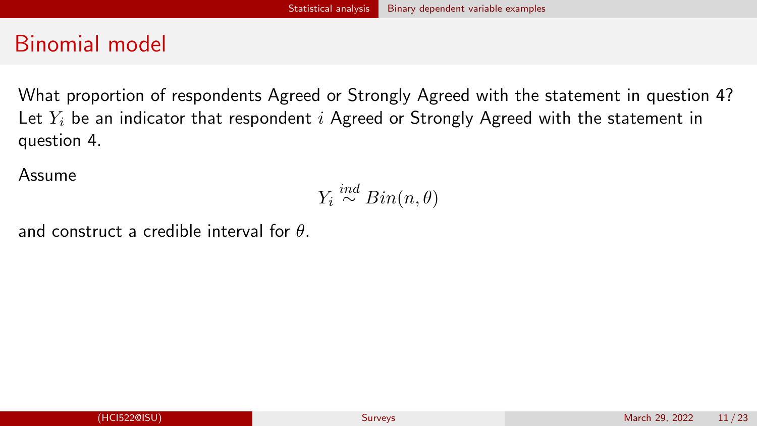# Binomial model

What proportion of respondents Agreed or Strongly Agreed with the statement in question 4? Let $Y_i$ be an indicator that respondent $i$ Agreed or Strongly Agreed with the statement in question 4.

Assume

$$Y_i \stackrel{ind}{\sim} Bin(n, \theta)$$

and construct a credible interval for $\theta$.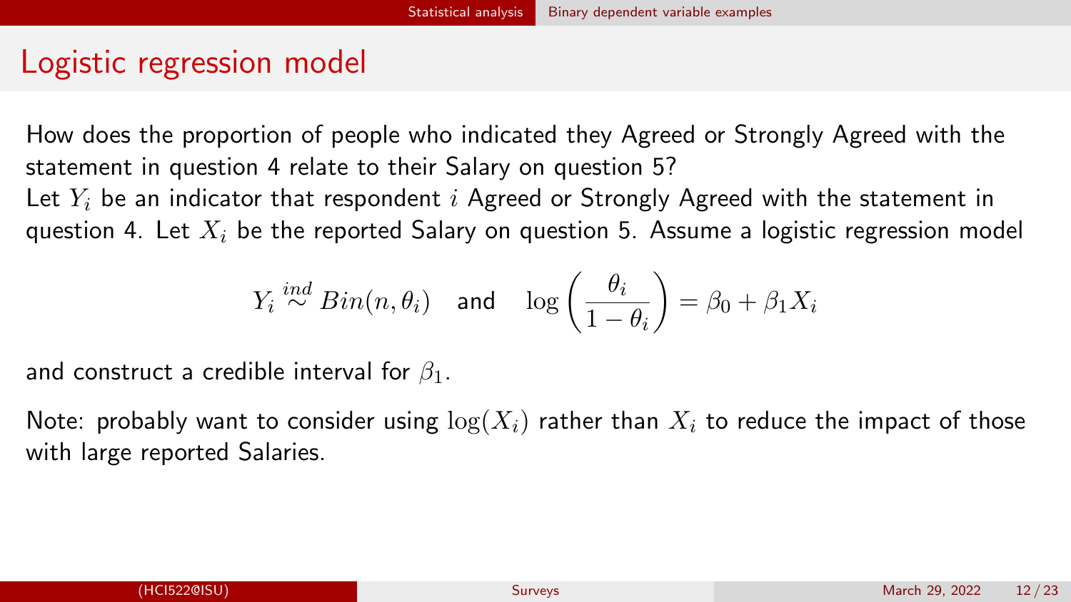# Logistic regression model

How does the proportion of people who indicated they Agreed or Strongly Agreed with the statement in question 4 relate to their Salary on question 5?

Let $Y_i$ be an indicator that respondent $i$ Agreed or Strongly Agreed with the statement in question 4. Let $X_i$ be the reported Salary on question 5. Assume a logistic regression model

$$Y_i \stackrel{ind}{\sim} Bin(n, \theta_i) \quad \text{and} \quad \log\left(\frac{\theta_i}{1-\theta_i}\right) = \beta_0 + \beta_1 X_i$$

and construct a credible interval for $\beta_1$.

Note: probably want to consider using $\log(X_i)$ rather than $X_i$ to reduce the impact of those with large reported Salaries.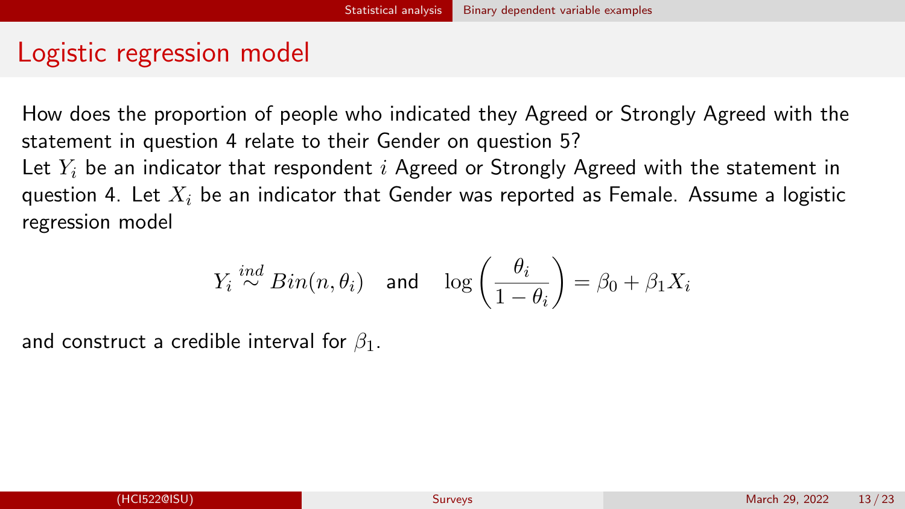# Logistic regression model

How does the proportion of people who indicated they Agreed or Strongly Agreed with the statement in question 4 relate to their Gender on question 5?

Let $Y_i$ be an indicator that respondent $i$ Agreed or Strongly Agreed with the statement in question 4. Let $X_i$ be an indicator that Gender was reported as Female. Assume a logistic regression model

$$Y_i \stackrel{ind}{\sim} Bin(n, \theta_i) \quad \text{and} \quad \log\left(\frac{\theta_i}{1-\theta_i}\right) = \beta_0 + \beta_1 X_i$$

and construct a credible interval for $\beta_1$.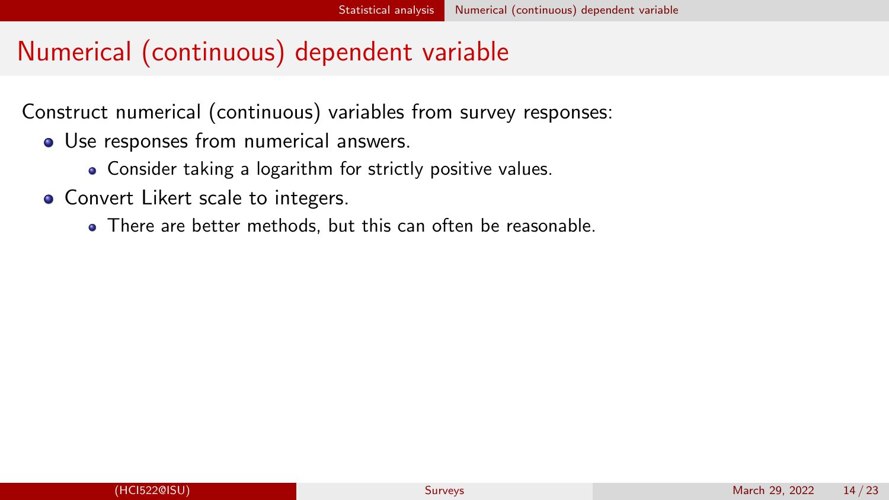# Numerical (continuous) dependent variable

Construct numerical (continuous) variables from survey responses:

- Use responses from numerical answers.
  - Consider taking a logarithm for strictly positive values.
- Convert Likert scale to integers.
  - There are better methods, but this can often be reasonable.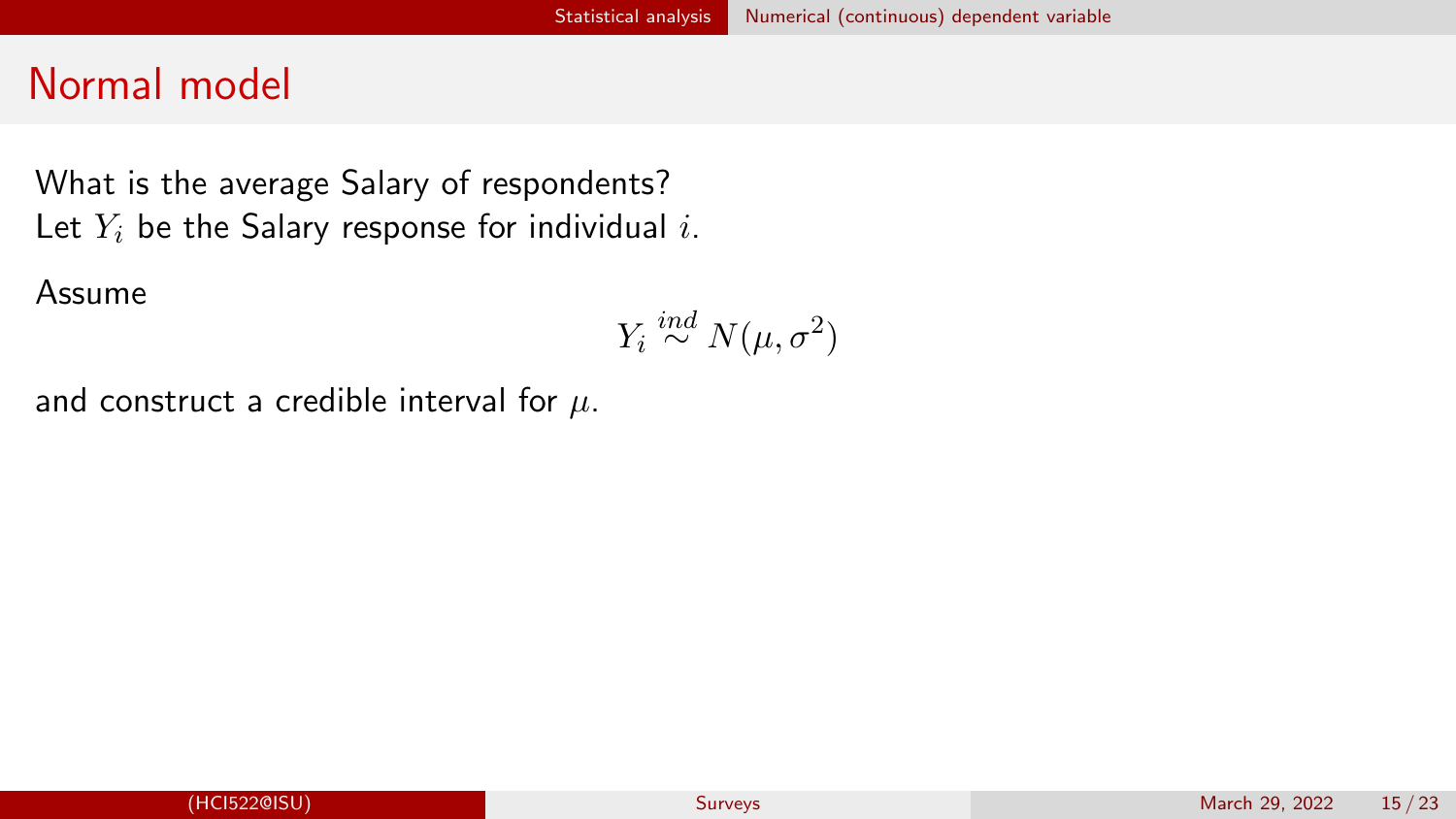# Normal model

What is the average Salary of respondents?
Let $Y_i$ be the Salary response for individual $i$.

Assume

$$Y_i \stackrel{ind}{\sim} N(\mu, \sigma^2)$$

and construct a credible interval for $\mu$.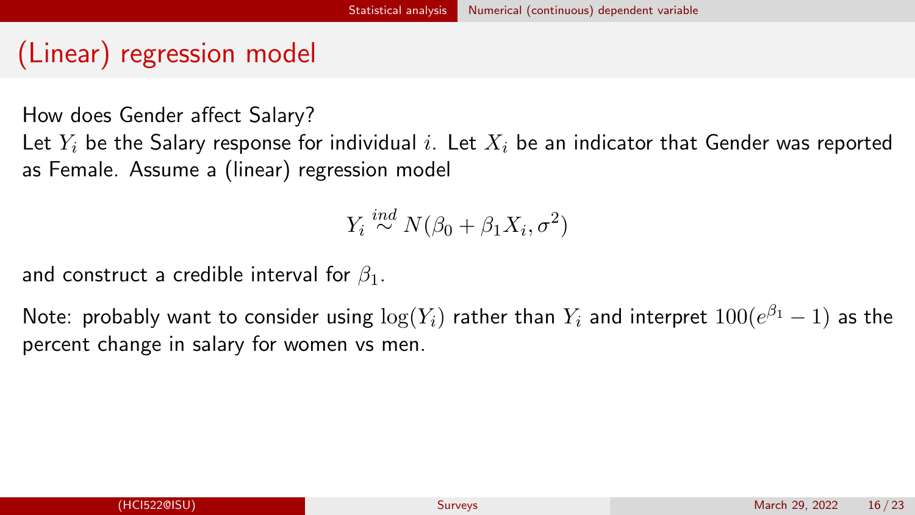# (Linear) regression model

How does Gender affect Salary?

Let $Y_i$ be the Salary response for individual $i$. Let $X_i$ be an indicator that Gender was reported as Female. Assume a (linear) regression model

$$Y_i \stackrel{ind}{\sim} N(\beta_0 + \beta_1 X_i, \sigma^2)$$

and construct a credible interval for $\beta_1$.

Note: probably want to consider using $\log(Y_i)$ rather than $Y_i$ and interpret $100(e^{\beta_1} - 1)$ as the percent change in salary for women vs men.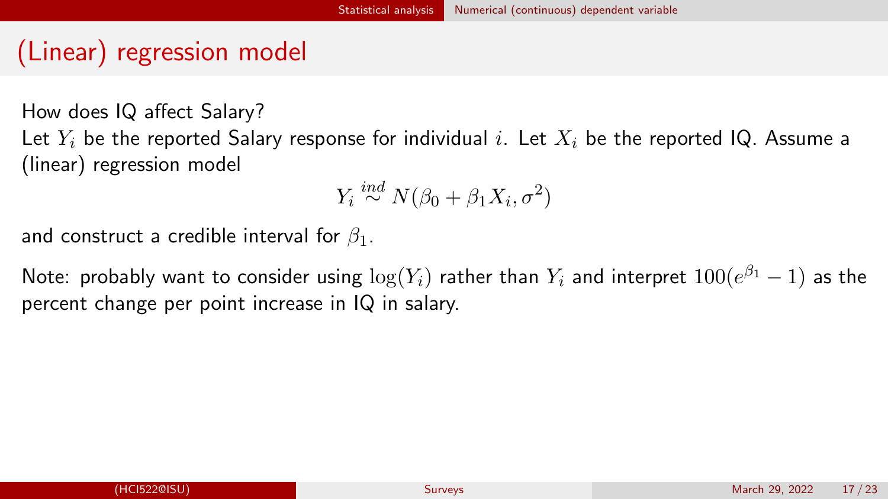# (Linear) regression model

How does IQ affect Salary?

Let $Y_i$ be the reported Salary response for individual $i$. Let $X_i$ be the reported IQ. Assume a (linear) regression model

$$Y_i \stackrel{ind}{\sim} N(\beta_0 + \beta_1 X_i, \sigma^2)$$

and construct a credible interval for $\beta_1$.

Note: probably want to consider using $\log(Y_i)$ rather than $Y_i$ and interpret $100(e^{\beta_1} - 1)$ as the percent change per point increase in IQ in salary.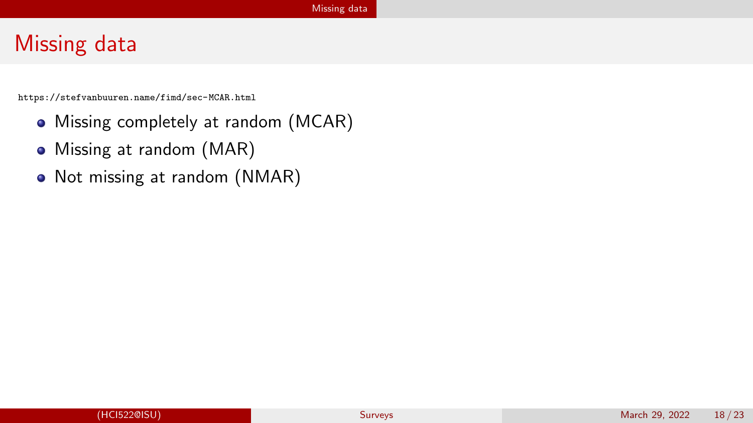# Missing data

https://stefvanbuuren.name/fimd/sec-MCAR.html

- Missing completely at random (MCAR)
- Missing at random (MAR)
- Not missing at random (NMAR)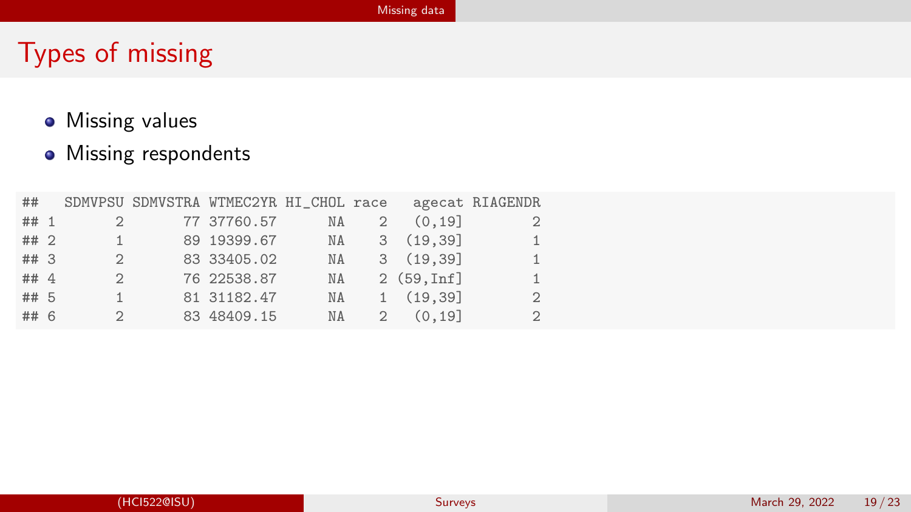# Types of missing

- Missing values
- Missing respondents

```
##   SDMVPSU SDMVSTRA WTMEC2YR HI_CHOL race    agecat RIAGENDR
## 1       2       77 37760.57      NA    2    (0,19]        2
## 2       1       89 19399.67      NA    3   (19,39]        1
## 3       2       83 33405.02      NA    3   (19,39]        1
## 4       2       76 22538.87      NA    2 (59,Inf]        1
## 5       1       81 31182.47      NA    1   (19,39]        2
## 6       2       83 48409.15      NA    2    (0,19]        2
```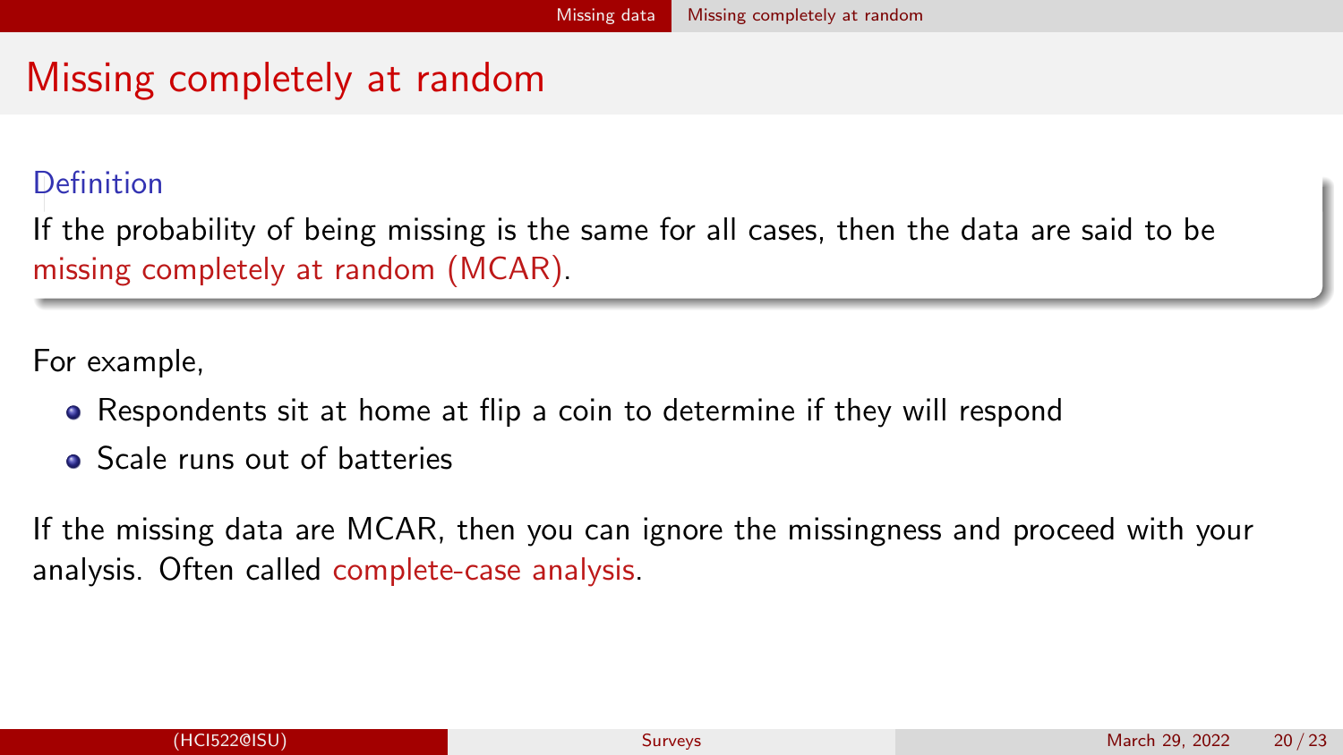# Missing completely at random

**Definition**

If the probability of being missing is the same for all cases, then the data are said to be missing completely at random (MCAR).

For example,

- Respondents sit at home at flip a coin to determine if they will respond
- Scale runs out of batteries

If the missing data are MCAR, then you can ignore the missingness and proceed with your analysis. Often called complete-case analysis.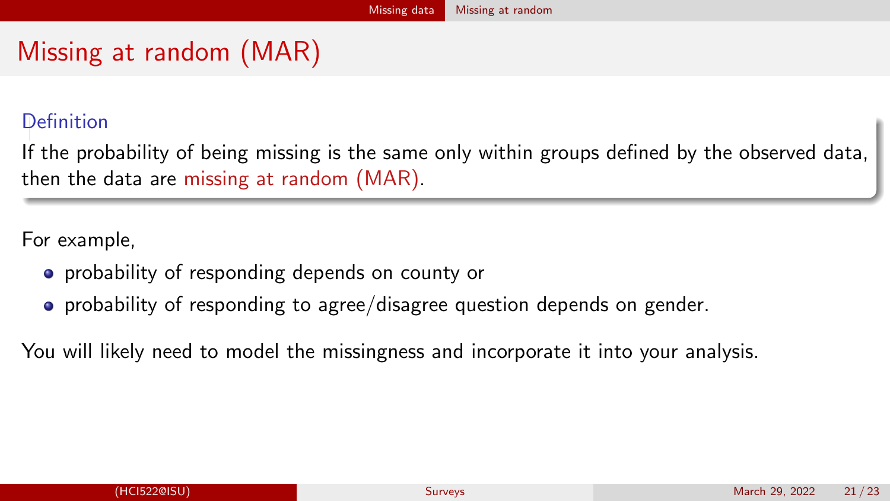# Missing at random (MAR)

**Definition**

If the probability of being missing is the same only within groups defined by the observed data, then the data are missing at random (MAR).

For example,

- probability of responding depends on county or
- probability of responding to agree/disagree question depends on gender.

You will likely need to model the missingness and incorporate it into your analysis.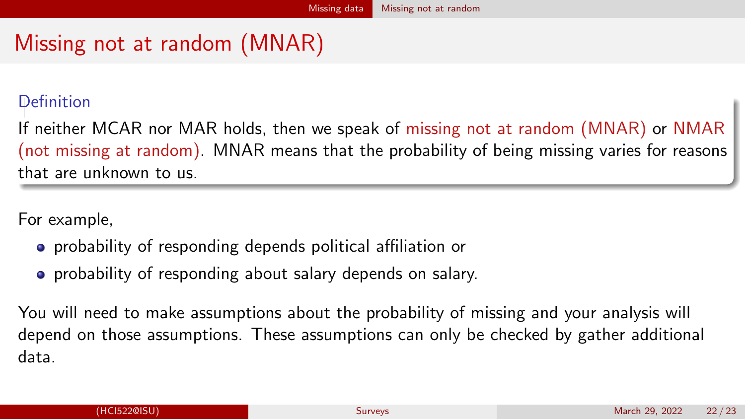# Missing not at random (MNAR)

### Definition

If neither MCAR nor MAR holds, then we speak of missing not at random (MNAR) or NMAR (not missing at random). MNAR means that the probability of being missing varies for reasons that are unknown to us.

For example,

- probability of responding depends political affiliation or
- probability of responding about salary depends on salary.

You will need to make assumptions about the probability of missing and your analysis will depend on those assumptions. These assumptions can only be checked by gather additional data.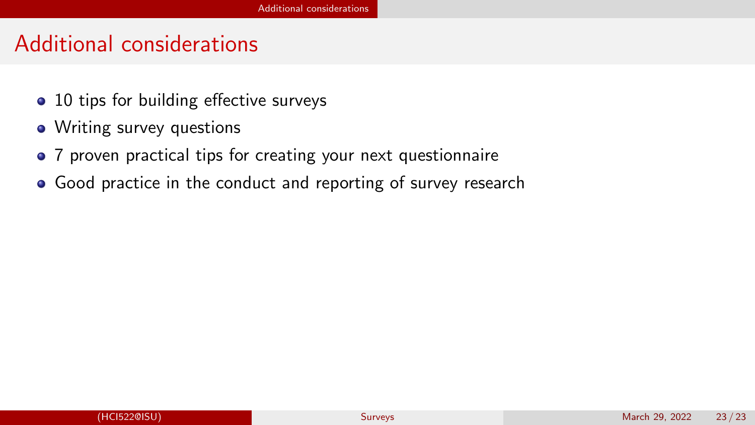# Additional considerations

- 10 tips for building effective surveys
- Writing survey questions
- 7 proven practical tips for creating your next questionnaire
- Good practice in the conduct and reporting of survey research